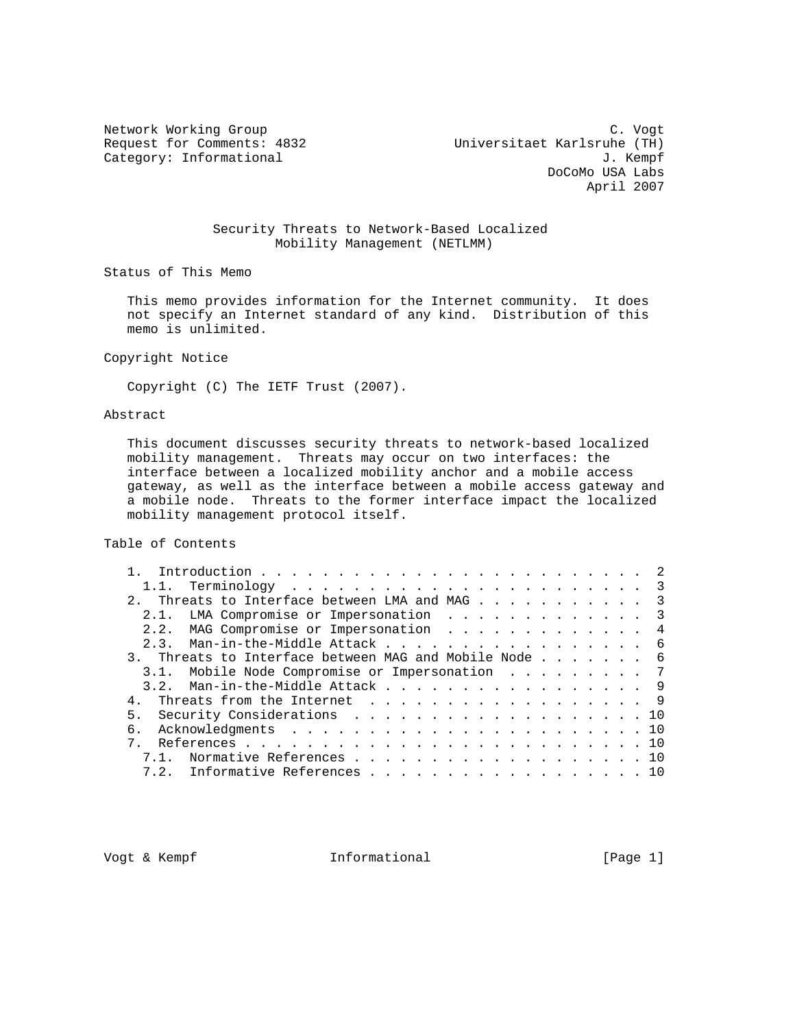Network Working Group C. Vogt
Request for Comments: 4832 Universitaet Karlsruhe (TH)
Category: Informational J. Kempf
DoCoMo USA Labs
April 2007

# Security Threats to Network-Based Localized Mobility Management (NETLMM)

## Status of This Memo

This memo provides information for the Internet community. It does not specify an Internet standard of any kind. Distribution of this memo is unlimited.

## Copyright Notice

Copyright (C) The IETF Trust (2007).

## Abstract

This document discusses security threats to network-based localized mobility management. Threats may occur on two interfaces: the interface between a localized mobility anchor and a mobile access gateway, as well as the interface between a mobile access gateway and a mobile node. Threats to the former interface impact the localized mobility management protocol itself.

## Table of Contents

```
   1.  Introduction . . . . . . . . . . . . . . . . . . . . . . . . .  2
     1.1.  Terminology  . . . . . . . . . . . . . . . . . . . . . . .  3
   2.  Threats to Interface between LMA and MAG . . . . . . . . . . .  3
     2.1.  LMA Compromise or Impersonation  . . . . . . . . . . . . .  3
     2.2.  MAG Compromise or Impersonation  . . . . . . . . . . . . .  4
     2.3.  Man-in-the-Middle Attack . . . . . . . . . . . . . . . . .  6
   3.  Threats to Interface between MAG and Mobile Node . . . . . . .  6
     3.1.  Mobile Node Compromise or Impersonation  . . . . . . . . .  7
     3.2.  Man-in-the-Middle Attack . . . . . . . . . . . . . . . . .  9
   4.  Threats from the Internet  . . . . . . . . . . . . . . . . . .  9
   5.  Security Considerations  . . . . . . . . . . . . . . . . . . . 10
   6.  Acknowledgments  . . . . . . . . . . . . . . . . . . . . . . . 10
   7.  References . . . . . . . . . . . . . . . . . . . . . . . . . . 10
     7.1.  Normative References . . . . . . . . . . . . . . . . . . . 10
     7.2.  Informative References . . . . . . . . . . . . . . . . . . 10
```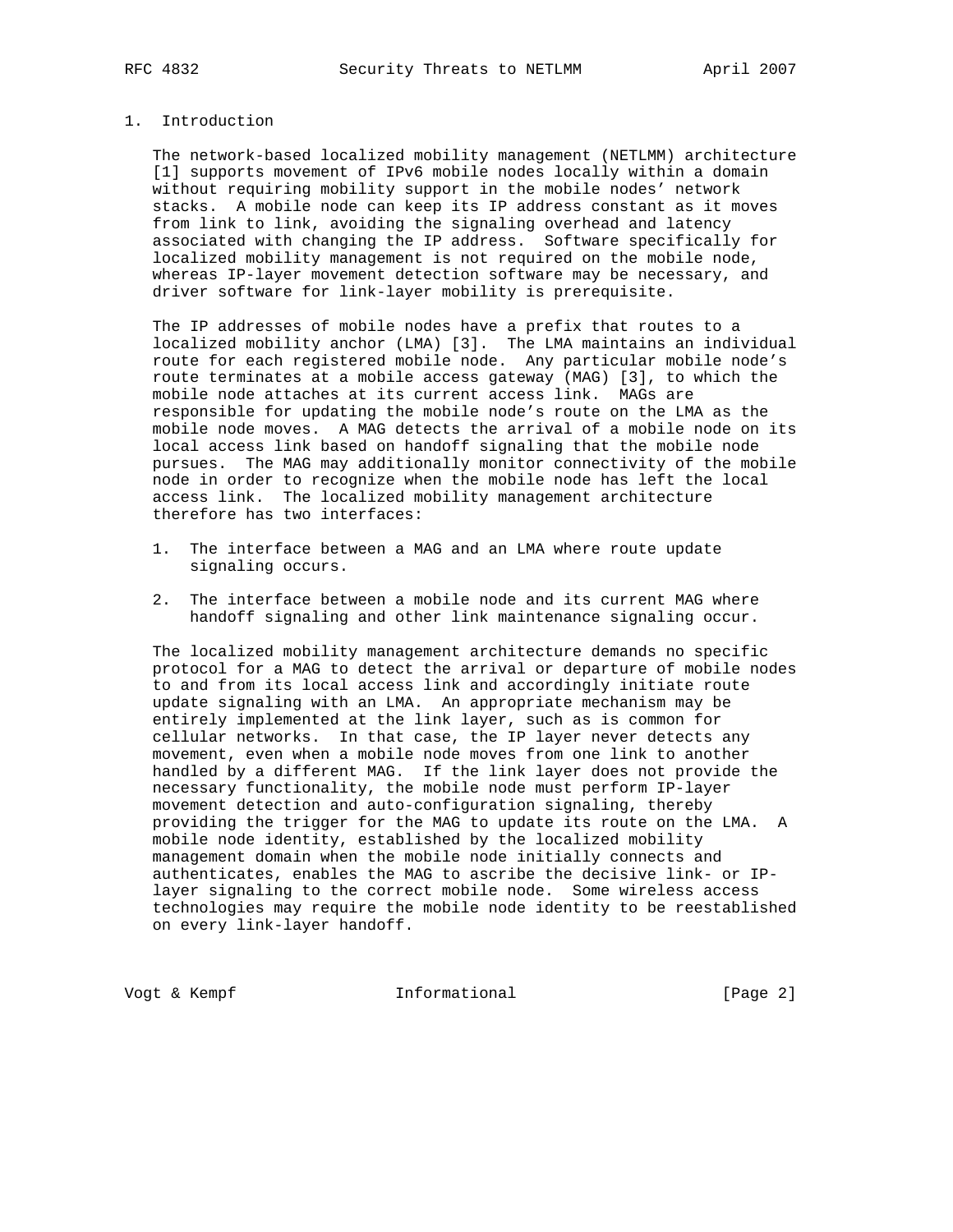# 1. Introduction

The network-based localized mobility management (NETLMM) architecture [1] supports movement of IPv6 mobile nodes locally within a domain without requiring mobility support in the mobile nodes' network stacks. A mobile node can keep its IP address constant as it moves from link to link, avoiding the signaling overhead and latency associated with changing the IP address. Software specifically for localized mobility management is not required on the mobile node, whereas IP-layer movement detection software may be necessary, and driver software for link-layer mobility is prerequisite.

The IP addresses of mobile nodes have a prefix that routes to a localized mobility anchor (LMA) [3]. The LMA maintains an individual route for each registered mobile node. Any particular mobile node's route terminates at a mobile access gateway (MAG) [3], to which the mobile node attaches at its current access link. MAGs are responsible for updating the mobile node's route on the LMA as the mobile node moves. A MAG detects the arrival of a mobile node on its local access link based on handoff signaling that the mobile node pursues. The MAG may additionally monitor connectivity of the mobile node in order to recognize when the mobile node has left the local access link. The localized mobility management architecture therefore has two interfaces:

1. The interface between a MAG and an LMA where route update signaling occurs.

2. The interface between a mobile node and its current MAG where handoff signaling and other link maintenance signaling occur.

The localized mobility management architecture demands no specific protocol for a MAG to detect the arrival or departure of mobile nodes to and from its local access link and accordingly initiate route update signaling with an LMA. An appropriate mechanism may be entirely implemented at the link layer, such as is common for cellular networks. In that case, the IP layer never detects any movement, even when a mobile node moves from one link to another handled by a different MAG. If the link layer does not provide the necessary functionality, the mobile node must perform IP-layer movement detection and auto-configuration signaling, thereby providing the trigger for the MAG to update its route on the LMA. A mobile node identity, established by the localized mobility management domain when the mobile node initially connects and authenticates, enables the MAG to ascribe the decisive link- or IP-layer signaling to the correct mobile node. Some wireless access technologies may require the mobile node identity to be reestablished on every link-layer handoff.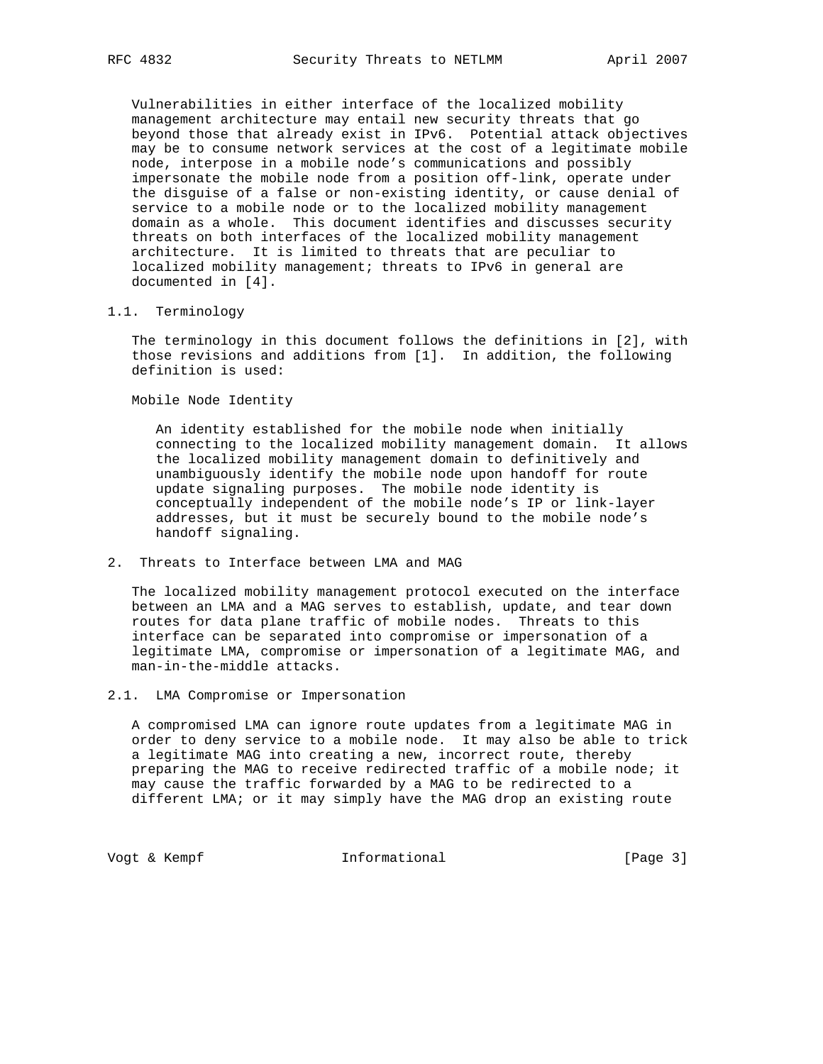Vulnerabilities in either interface of the localized mobility management architecture may entail new security threats that go beyond those that already exist in IPv6. Potential attack objectives may be to consume network services at the cost of a legitimate mobile node, interpose in a mobile node's communications and possibly impersonate the mobile node from a position off-link, operate under the disguise of a false or non-existing identity, or cause denial of service to a mobile node or to the localized mobility management domain as a whole. This document identifies and discusses security threats on both interfaces of the localized mobility management architecture. It is limited to threats that are peculiar to localized mobility management; threats to IPv6 in general are documented in [4].

### 1.1. Terminology

The terminology in this document follows the definitions in [2], with those revisions and additions from [1]. In addition, the following definition is used:

Mobile Node Identity

> An identity established for the mobile node when initially connecting to the localized mobility management domain. It allows the localized mobility management domain to definitively and unambiguously identify the mobile node upon handoff for route update signaling purposes. The mobile node identity is conceptually independent of the mobile node's IP or link-layer addresses, but it must be securely bound to the mobile node's handoff signaling.

## 2. Threats to Interface between LMA and MAG

The localized mobility management protocol executed on the interface between an LMA and a MAG serves to establish, update, and tear down routes for data plane traffic of mobile nodes. Threats to this interface can be separated into compromise or impersonation of a legitimate LMA, compromise or impersonation of a legitimate MAG, and man-in-the-middle attacks.

### 2.1. LMA Compromise or Impersonation

A compromised LMA can ignore route updates from a legitimate MAG in order to deny service to a mobile node. It may also be able to trick a legitimate MAG into creating a new, incorrect route, thereby preparing the MAG to receive redirected traffic of a mobile node; it may cause the traffic forwarded by a MAG to be redirected to a different LMA; or it may simply have the MAG drop an existing route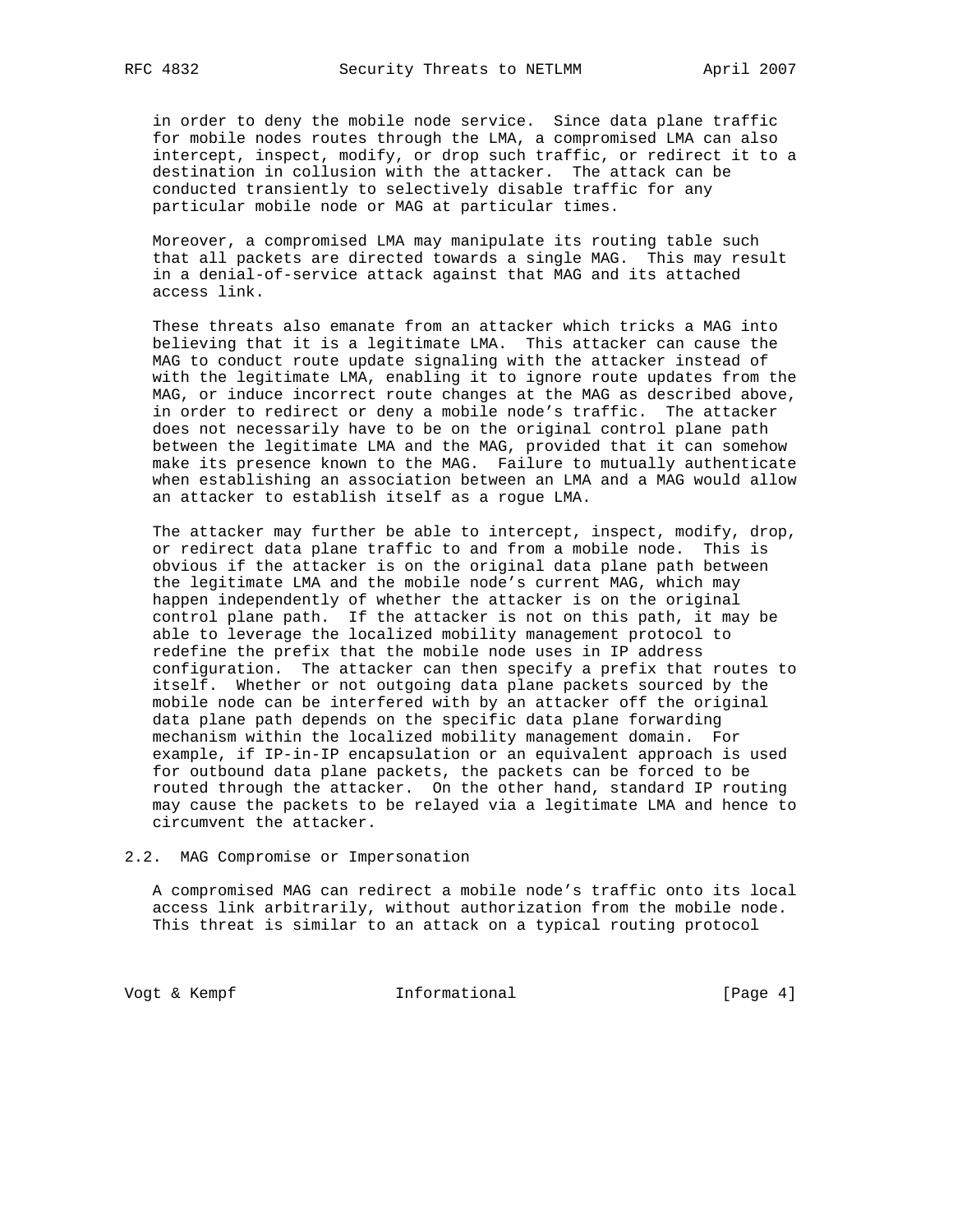in order to deny the mobile node service. Since data plane traffic for mobile nodes routes through the LMA, a compromised LMA can also intercept, inspect, modify, or drop such traffic, or redirect it to a destination in collusion with the attacker. The attack can be conducted transiently to selectively disable traffic for any particular mobile node or MAG at particular times.

Moreover, a compromised LMA may manipulate its routing table such that all packets are directed towards a single MAG. This may result in a denial-of-service attack against that MAG and its attached access link.

These threats also emanate from an attacker which tricks a MAG into believing that it is a legitimate LMA. This attacker can cause the MAG to conduct route update signaling with the attacker instead of with the legitimate LMA, enabling it to ignore route updates from the MAG, or induce incorrect route changes at the MAG as described above, in order to redirect or deny a mobile node's traffic. The attacker does not necessarily have to be on the original control plane path between the legitimate LMA and the MAG, provided that it can somehow make its presence known to the MAG. Failure to mutually authenticate when establishing an association between an LMA and a MAG would allow an attacker to establish itself as a rogue LMA.

The attacker may further be able to intercept, inspect, modify, drop, or redirect data plane traffic to and from a mobile node. This is obvious if the attacker is on the original data plane path between the legitimate LMA and the mobile node's current MAG, which may happen independently of whether the attacker is on the original control plane path. If the attacker is not on this path, it may be able to leverage the localized mobility management protocol to redefine the prefix that the mobile node uses in IP address configuration. The attacker can then specify a prefix that routes to itself. Whether or not outgoing data plane packets sourced by the mobile node can be interfered with by an attacker off the original data plane path depends on the specific data plane forwarding mechanism within the localized mobility management domain. For example, if IP-in-IP encapsulation or an equivalent approach is used for outbound data plane packets, the packets can be forced to be routed through the attacker. On the other hand, standard IP routing may cause the packets to be relayed via a legitimate LMA and hence to circumvent the attacker.

## 2.2. MAG Compromise or Impersonation

A compromised MAG can redirect a mobile node's traffic onto its local access link arbitrarily, without authorization from the mobile node. This threat is similar to an attack on a typical routing protocol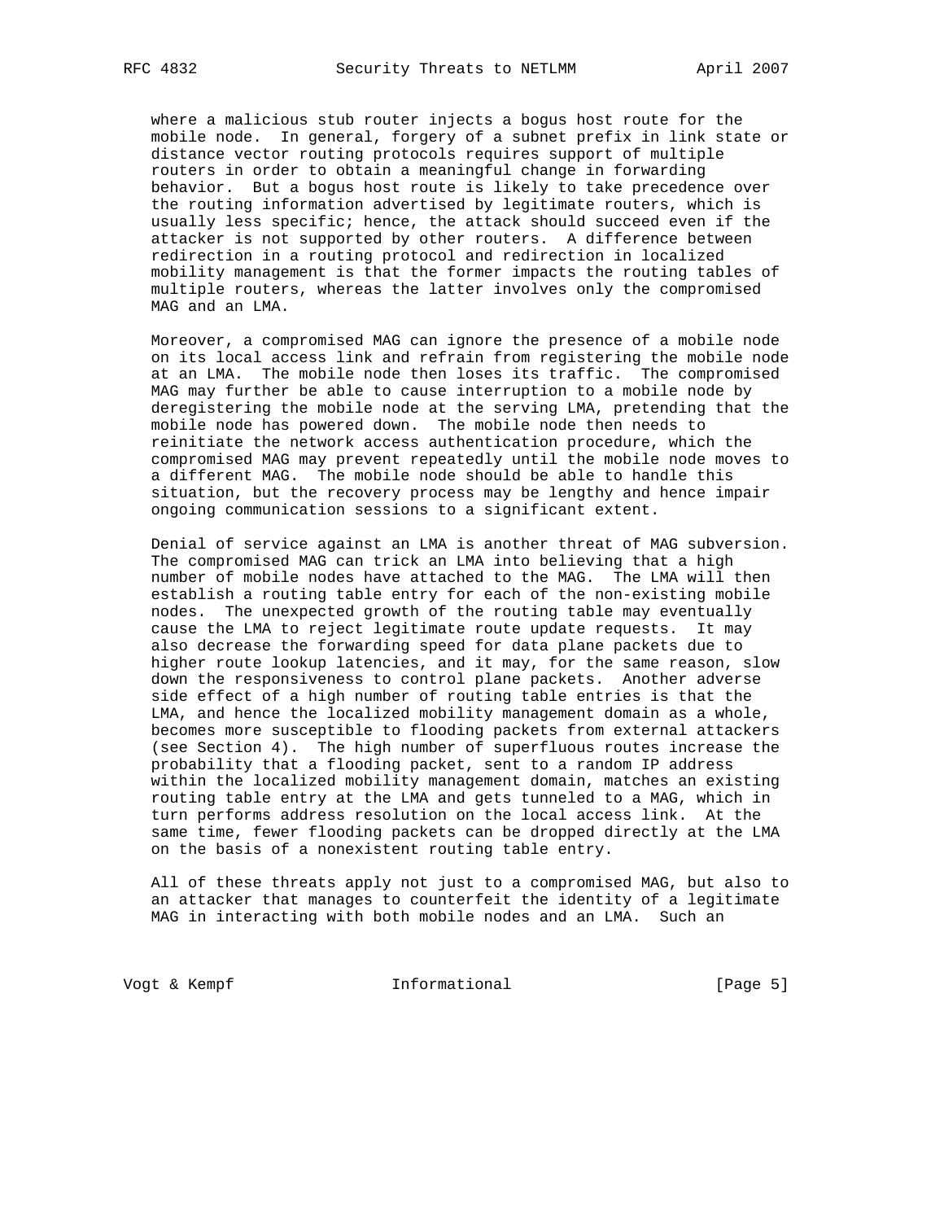where a malicious stub router injects a bogus host route for the mobile node. In general, forgery of a subnet prefix in link state or distance vector routing protocols requires support of multiple routers in order to obtain a meaningful change in forwarding behavior. But a bogus host route is likely to take precedence over the routing information advertised by legitimate routers, which is usually less specific; hence, the attack should succeed even if the attacker is not supported by other routers. A difference between redirection in a routing protocol and redirection in localized mobility management is that the former impacts the routing tables of multiple routers, whereas the latter involves only the compromised MAG and an LMA.

Moreover, a compromised MAG can ignore the presence of a mobile node on its local access link and refrain from registering the mobile node at an LMA. The mobile node then loses its traffic. The compromised MAG may further be able to cause interruption to a mobile node by deregistering the mobile node at the serving LMA, pretending that the mobile node has powered down. The mobile node then needs to reinitiate the network access authentication procedure, which the compromised MAG may prevent repeatedly until the mobile node moves to a different MAG. The mobile node should be able to handle this situation, but the recovery process may be lengthy and hence impair ongoing communication sessions to a significant extent.

Denial of service against an LMA is another threat of MAG subversion. The compromised MAG can trick an LMA into believing that a high number of mobile nodes have attached to the MAG. The LMA will then establish a routing table entry for each of the non-existing mobile nodes. The unexpected growth of the routing table may eventually cause the LMA to reject legitimate route update requests. It may also decrease the forwarding speed for data plane packets due to higher route lookup latencies, and it may, for the same reason, slow down the responsiveness to control plane packets. Another adverse side effect of a high number of routing table entries is that the LMA, and hence the localized mobility management domain as a whole, becomes more susceptible to flooding packets from external attackers (see Section 4). The high number of superfluous routes increase the probability that a flooding packet, sent to a random IP address within the localized mobility management domain, matches an existing routing table entry at the LMA and gets tunneled to a MAG, which in turn performs address resolution on the local access link. At the same time, fewer flooding packets can be dropped directly at the LMA on the basis of a nonexistent routing table entry.

All of these threats apply not just to a compromised MAG, but also to an attacker that manages to counterfeit the identity of a legitimate MAG in interacting with both mobile nodes and an LMA. Such an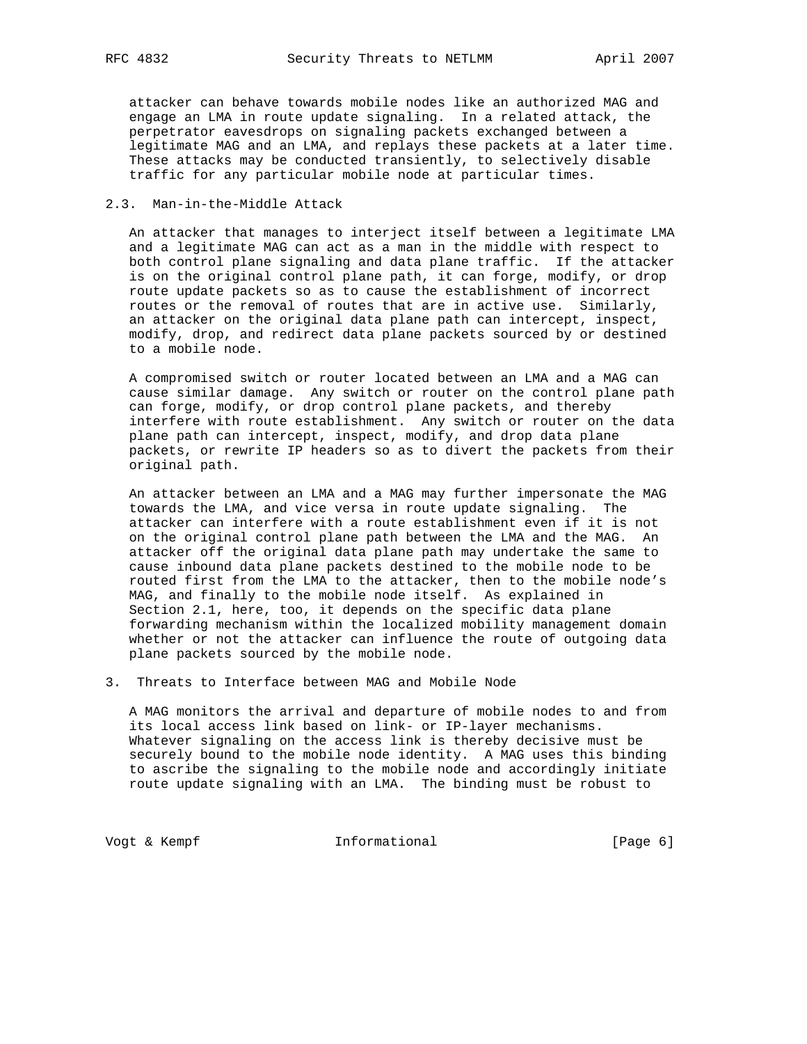attacker can behave towards mobile nodes like an authorized MAG and engage an LMA in route update signaling. In a related attack, the perpetrator eavesdrops on signaling packets exchanged between a legitimate MAG and an LMA, and replays these packets at a later time. These attacks may be conducted transiently, to selectively disable traffic for any particular mobile node at particular times.

### 2.3. Man-in-the-Middle Attack

An attacker that manages to interject itself between a legitimate LMA and a legitimate MAG can act as a man in the middle with respect to both control plane signaling and data plane traffic. If the attacker is on the original control plane path, it can forge, modify, or drop route update packets so as to cause the establishment of incorrect routes or the removal of routes that are in active use. Similarly, an attacker on the original data plane path can intercept, inspect, modify, drop, and redirect data plane packets sourced by or destined to a mobile node.

A compromised switch or router located between an LMA and a MAG can cause similar damage. Any switch or router on the control plane path can forge, modify, or drop control plane packets, and thereby interfere with route establishment. Any switch or router on the data plane path can intercept, inspect, modify, and drop data plane packets, or rewrite IP headers so as to divert the packets from their original path.

An attacker between an LMA and a MAG may further impersonate the MAG towards the LMA, and vice versa in route update signaling. The attacker can interfere with a route establishment even if it is not on the original control plane path between the LMA and the MAG. An attacker off the original data plane path may undertake the same to cause inbound data plane packets destined to the mobile node to be routed first from the LMA to the attacker, then to the mobile node's MAG, and finally to the mobile node itself. As explained in Section 2.1, here, too, it depends on the specific data plane forwarding mechanism within the localized mobility management domain whether or not the attacker can influence the route of outgoing data plane packets sourced by the mobile node.

## 3. Threats to Interface between MAG and Mobile Node

A MAG monitors the arrival and departure of mobile nodes to and from its local access link based on link- or IP-layer mechanisms. Whatever signaling on the access link is thereby decisive must be securely bound to the mobile node identity. A MAG uses this binding to ascribe the signaling to the mobile node and accordingly initiate route update signaling with an LMA. The binding must be robust to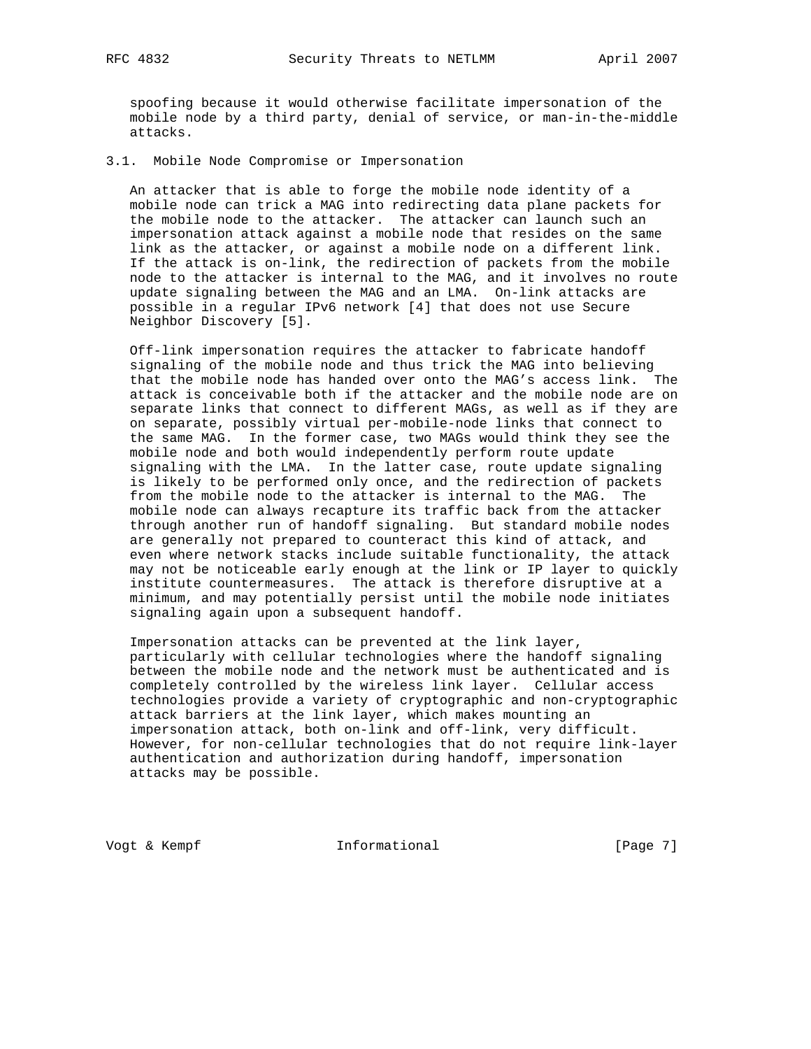spoofing because it would otherwise facilitate impersonation of the mobile node by a third party, denial of service, or man-in-the-middle attacks.

### 3.1. Mobile Node Compromise or Impersonation

An attacker that is able to forge the mobile node identity of a mobile node can trick a MAG into redirecting data plane packets for the mobile node to the attacker. The attacker can launch such an impersonation attack against a mobile node that resides on the same link as the attacker, or against a mobile node on a different link. If the attack is on-link, the redirection of packets from the mobile node to the attacker is internal to the MAG, and it involves no route update signaling between the MAG and an LMA. On-link attacks are possible in a regular IPv6 network [4] that does not use Secure Neighbor Discovery [5].

Off-link impersonation requires the attacker to fabricate handoff signaling of the mobile node and thus trick the MAG into believing that the mobile node has handed over onto the MAG's access link. The attack is conceivable both if the attacker and the mobile node are on separate links that connect to different MAGs, as well as if they are on separate, possibly virtual per-mobile-node links that connect to the same MAG. In the former case, two MAGs would think they see the mobile node and both would independently perform route update signaling with the LMA. In the latter case, route update signaling is likely to be performed only once, and the redirection of packets from the mobile node to the attacker is internal to the MAG. The mobile node can always recapture its traffic back from the attacker through another run of handoff signaling. But standard mobile nodes are generally not prepared to counteract this kind of attack, and even where network stacks include suitable functionality, the attack may not be noticeable early enough at the link or IP layer to quickly institute countermeasures. The attack is therefore disruptive at a minimum, and may potentially persist until the mobile node initiates signaling again upon a subsequent handoff.

Impersonation attacks can be prevented at the link layer, particularly with cellular technologies where the handoff signaling between the mobile node and the network must be authenticated and is completely controlled by the wireless link layer. Cellular access technologies provide a variety of cryptographic and non-cryptographic attack barriers at the link layer, which makes mounting an impersonation attack, both on-link and off-link, very difficult. However, for non-cellular technologies that do not require link-layer authentication and authorization during handoff, impersonation attacks may be possible.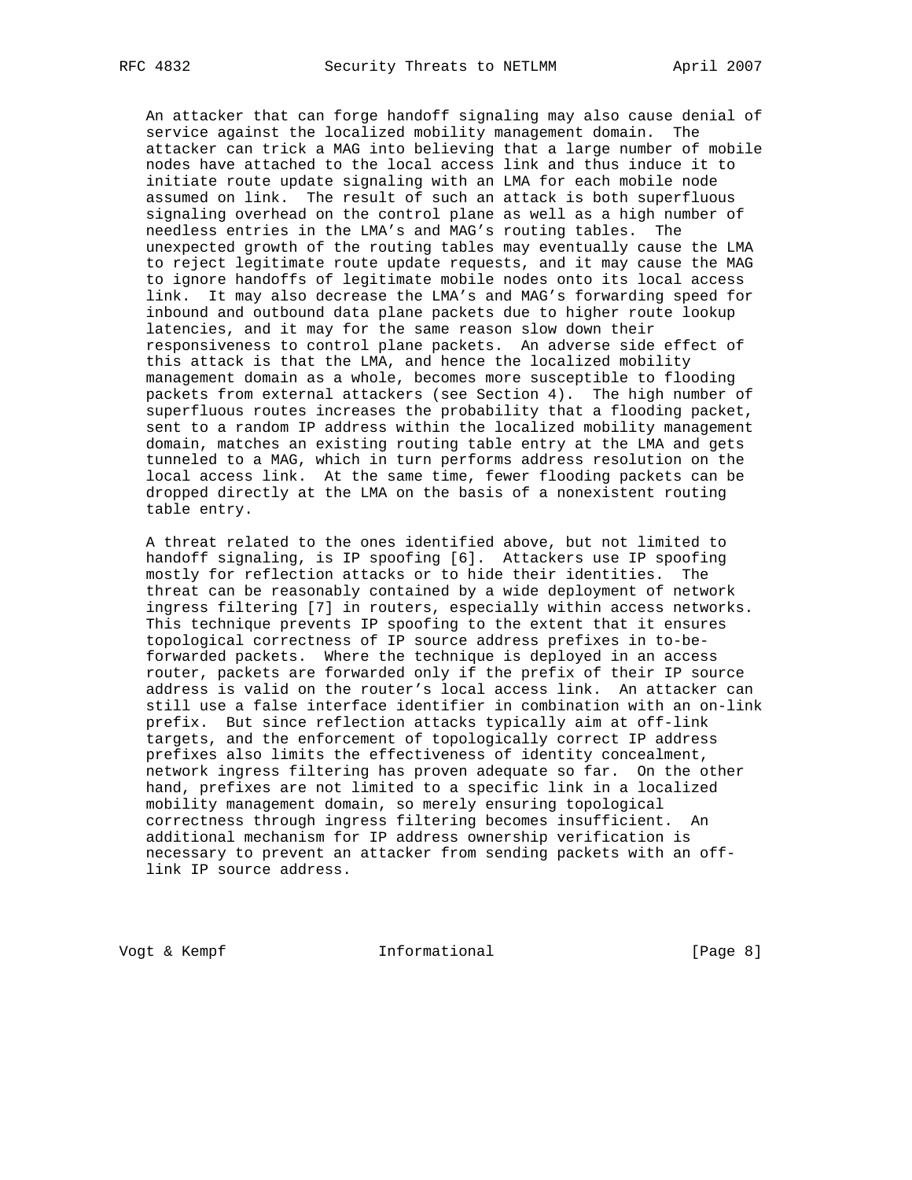An attacker that can forge handoff signaling may also cause denial of service against the localized mobility management domain. The attacker can trick a MAG into believing that a large number of mobile nodes have attached to the local access link and thus induce it to initiate route update signaling with an LMA for each mobile node assumed on link. The result of such an attack is both superfluous signaling overhead on the control plane as well as a high number of needless entries in the LMA's and MAG's routing tables. The unexpected growth of the routing tables may eventually cause the LMA to reject legitimate route update requests, and it may cause the MAG to ignore handoffs of legitimate mobile nodes onto its local access link. It may also decrease the LMA's and MAG's forwarding speed for inbound and outbound data plane packets due to higher route lookup latencies, and it may for the same reason slow down their responsiveness to control plane packets. An adverse side effect of this attack is that the LMA, and hence the localized mobility management domain as a whole, becomes more susceptible to flooding packets from external attackers (see Section 4). The high number of superfluous routes increases the probability that a flooding packet, sent to a random IP address within the localized mobility management domain, matches an existing routing table entry at the LMA and gets tunneled to a MAG, which in turn performs address resolution on the local access link. At the same time, fewer flooding packets can be dropped directly at the LMA on the basis of a nonexistent routing table entry.

A threat related to the ones identified above, but not limited to handoff signaling, is IP spoofing [6]. Attackers use IP spoofing mostly for reflection attacks or to hide their identities. The threat can be reasonably contained by a wide deployment of network ingress filtering [7] in routers, especially within access networks. This technique prevents IP spoofing to the extent that it ensures topological correctness of IP source address prefixes in to-be-forwarded packets. Where the technique is deployed in an access router, packets are forwarded only if the prefix of their IP source address is valid on the router's local access link. An attacker can still use a false interface identifier in combination with an on-link prefix. But since reflection attacks typically aim at off-link targets, and the enforcement of topologically correct IP address prefixes also limits the effectiveness of identity concealment, network ingress filtering has proven adequate so far. On the other hand, prefixes are not limited to a specific link in a localized mobility management domain, so merely ensuring topological correctness through ingress filtering becomes insufficient. An additional mechanism for IP address ownership verification is necessary to prevent an attacker from sending packets with an off-link IP source address.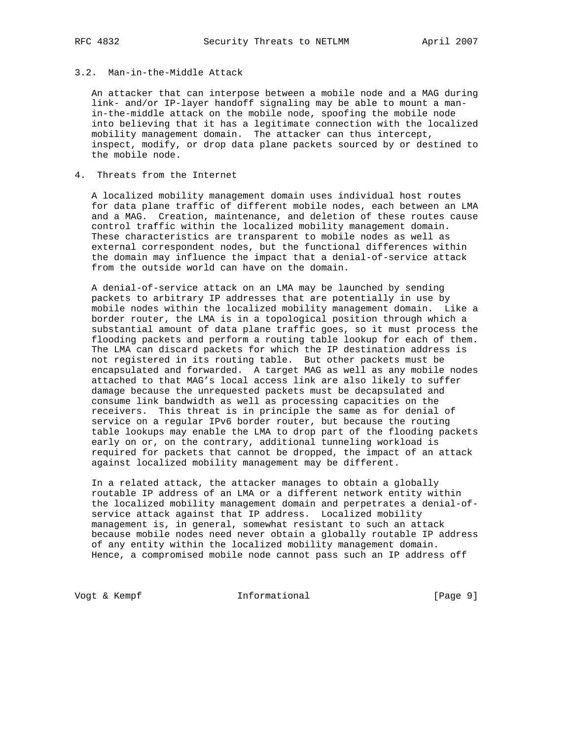### 3.2. Man-in-the-Middle Attack

An attacker that can interpose between a mobile node and a MAG during link- and/or IP-layer handoff signaling may be able to mount a man-in-the-middle attack on the mobile node, spoofing the mobile node into believing that it has a legitimate connection with the localized mobility management domain. The attacker can thus intercept, inspect, modify, or drop data plane packets sourced by or destined to the mobile node.

## 4. Threats from the Internet

A localized mobility management domain uses individual host routes for data plane traffic of different mobile nodes, each between an LMA and a MAG. Creation, maintenance, and deletion of these routes cause control traffic within the localized mobility management domain. These characteristics are transparent to mobile nodes as well as external correspondent nodes, but the functional differences within the domain may influence the impact that a denial-of-service attack from the outside world can have on the domain.

A denial-of-service attack on an LMA may be launched by sending packets to arbitrary IP addresses that are potentially in use by mobile nodes within the localized mobility management domain. Like a border router, the LMA is in a topological position through which a substantial amount of data plane traffic goes, so it must process the flooding packets and perform a routing table lookup for each of them. The LMA can discard packets for which the IP destination address is not registered in its routing table. But other packets must be encapsulated and forwarded. A target MAG as well as any mobile nodes attached to that MAG's local access link are also likely to suffer damage because the unrequested packets must be decapsulated and consume link bandwidth as well as processing capacities on the receivers. This threat is in principle the same as for denial of service on a regular IPv6 border router, but because the routing table lookups may enable the LMA to drop part of the flooding packets early on or, on the contrary, additional tunneling workload is required for packets that cannot be dropped, the impact of an attack against localized mobility management may be different.

In a related attack, the attacker manages to obtain a globally routable IP address of an LMA or a different network entity within the localized mobility management domain and perpetrates a denial-of-service attack against that IP address. Localized mobility management is, in general, somewhat resistant to such an attack because mobile nodes need never obtain a globally routable IP address of any entity within the localized mobility management domain. Hence, a compromised mobile node cannot pass such an IP address off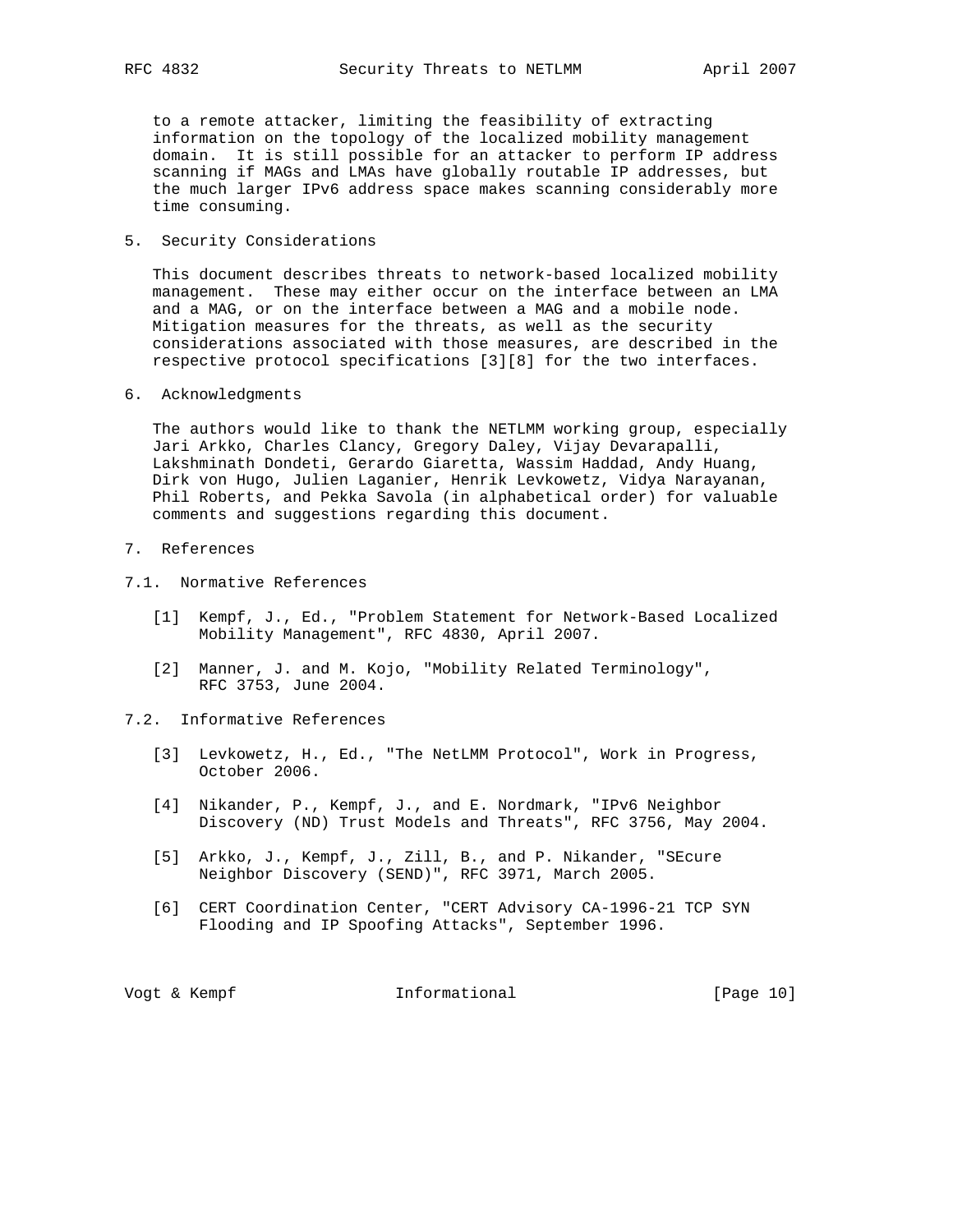to a remote attacker, limiting the feasibility of extracting information on the topology of the localized mobility management domain. It is still possible for an attacker to perform IP address scanning if MAGs and LMAs have globally routable IP addresses, but the much larger IPv6 address space makes scanning considerably more time consuming.

## 5. Security Considerations

This document describes threats to network-based localized mobility management. These may either occur on the interface between an LMA and a MAG, or on the interface between a MAG and a mobile node. Mitigation measures for the threats, as well as the security considerations associated with those measures, are described in the respective protocol specifications [3][8] for the two interfaces.

## 6. Acknowledgments

The authors would like to thank the NETLMM working group, especially Jari Arkko, Charles Clancy, Gregory Daley, Vijay Devarapalli, Lakshminath Dondeti, Gerardo Giaretta, Wassim Haddad, Andy Huang, Dirk von Hugo, Julien Laganier, Henrik Levkowetz, Vidya Narayanan, Phil Roberts, and Pekka Savola (in alphabetical order) for valuable comments and suggestions regarding this document.

## 7. References

### 7.1. Normative References

[1] Kempf, J., Ed., "Problem Statement for Network-Based Localized Mobility Management", RFC 4830, April 2007.

[2] Manner, J. and M. Kojo, "Mobility Related Terminology", RFC 3753, June 2004.

### 7.2. Informative References

[3] Levkowetz, H., Ed., "The NetLMM Protocol", Work in Progress, October 2006.

[4] Nikander, P., Kempf, J., and E. Nordmark, "IPv6 Neighbor Discovery (ND) Trust Models and Threats", RFC 3756, May 2004.

[5] Arkko, J., Kempf, J., Zill, B., and P. Nikander, "SEcure Neighbor Discovery (SEND)", RFC 3971, March 2005.

[6] CERT Coordination Center, "CERT Advisory CA-1996-21 TCP SYN Flooding and IP Spoofing Attacks", September 1996.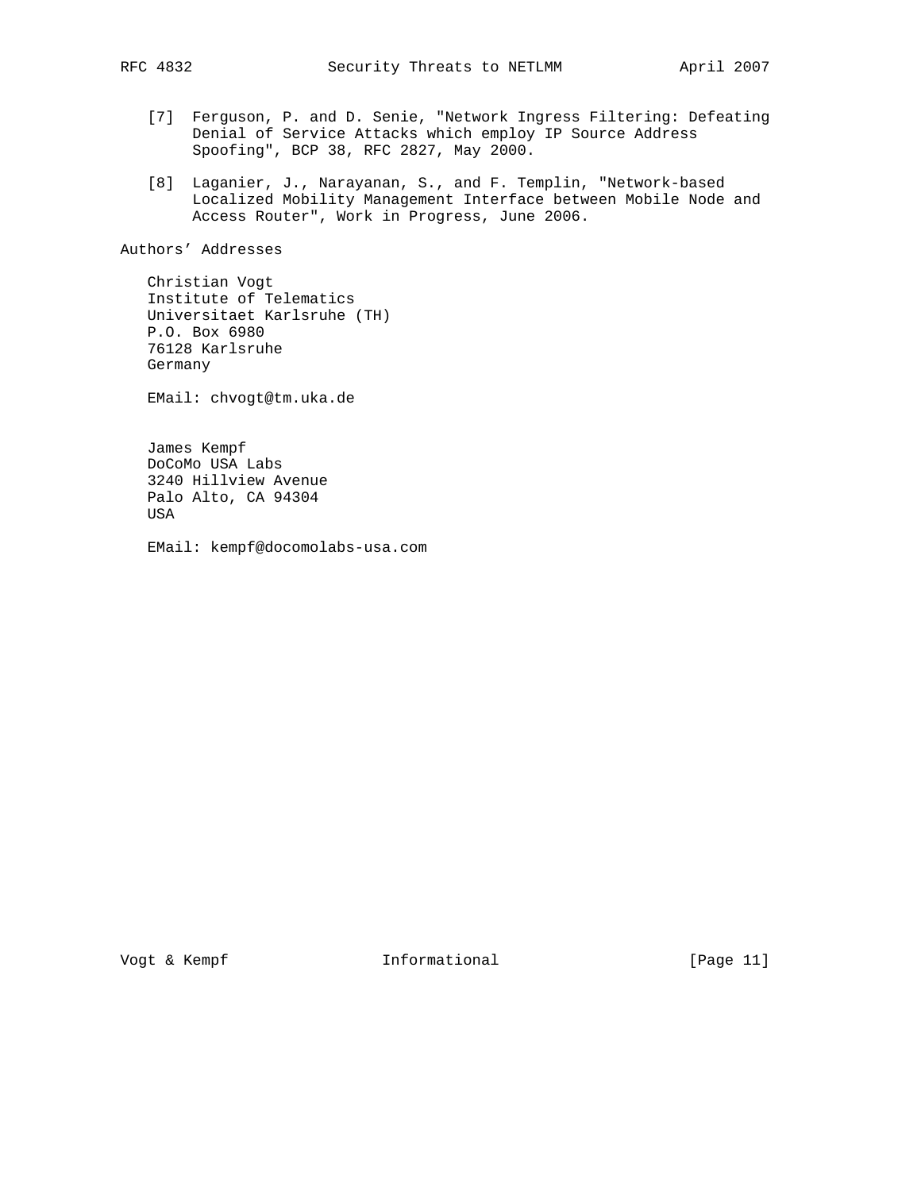[7] Ferguson, P. and D. Senie, "Network Ingress Filtering: Defeating Denial of Service Attacks which employ IP Source Address Spoofing", BCP 38, RFC 2827, May 2000.

[8] Laganier, J., Narayanan, S., and F. Templin, "Network-based Localized Mobility Management Interface between Mobile Node and Access Router", Work in Progress, June 2006.

## Authors' Addresses

Christian Vogt
Institute of Telematics
Universitaet Karlsruhe (TH)
P.O. Box 6980
76128 Karlsruhe
Germany

EMail: chvogt@tm.uka.de

James Kempf
DoCoMo USA Labs
3240 Hillview Avenue
Palo Alto, CA 94304
USA

EMail: kempf@docomolabs-usa.com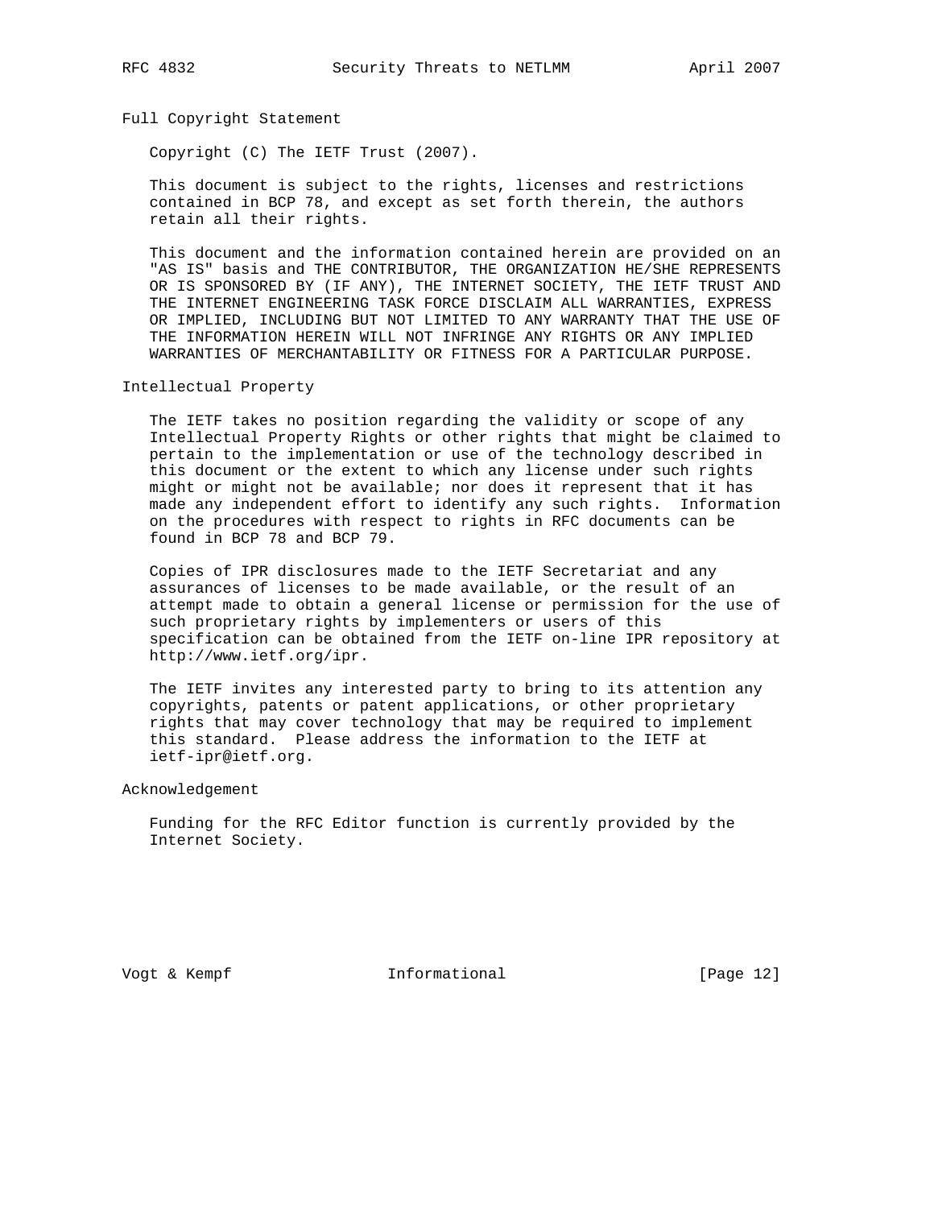## Full Copyright Statement

Copyright (C) The IETF Trust (2007).

This document is subject to the rights, licenses and restrictions contained in BCP 78, and except as set forth therein, the authors retain all their rights.

This document and the information contained herein are provided on an "AS IS" basis and THE CONTRIBUTOR, THE ORGANIZATION HE/SHE REPRESENTS OR IS SPONSORED BY (IF ANY), THE INTERNET SOCIETY, THE IETF TRUST AND THE INTERNET ENGINEERING TASK FORCE DISCLAIM ALL WARRANTIES, EXPRESS OR IMPLIED, INCLUDING BUT NOT LIMITED TO ANY WARRANTY THAT THE USE OF THE INFORMATION HEREIN WILL NOT INFRINGE ANY RIGHTS OR ANY IMPLIED WARRANTIES OF MERCHANTABILITY OR FITNESS FOR A PARTICULAR PURPOSE.

## Intellectual Property

The IETF takes no position regarding the validity or scope of any Intellectual Property Rights or other rights that might be claimed to pertain to the implementation or use of the technology described in this document or the extent to which any license under such rights might or might not be available; nor does it represent that it has made any independent effort to identify any such rights. Information on the procedures with respect to rights in RFC documents can be found in BCP 78 and BCP 79.

Copies of IPR disclosures made to the IETF Secretariat and any assurances of licenses to be made available, or the result of an attempt made to obtain a general license or permission for the use of such proprietary rights by implementers or users of this specification can be obtained from the IETF on-line IPR repository at http://www.ietf.org/ipr.

The IETF invites any interested party to bring to its attention any copyrights, patents or patent applications, or other proprietary rights that may cover technology that may be required to implement this standard. Please address the information to the IETF at ietf-ipr@ietf.org.

## Acknowledgement

Funding for the RFC Editor function is currently provided by the Internet Society.